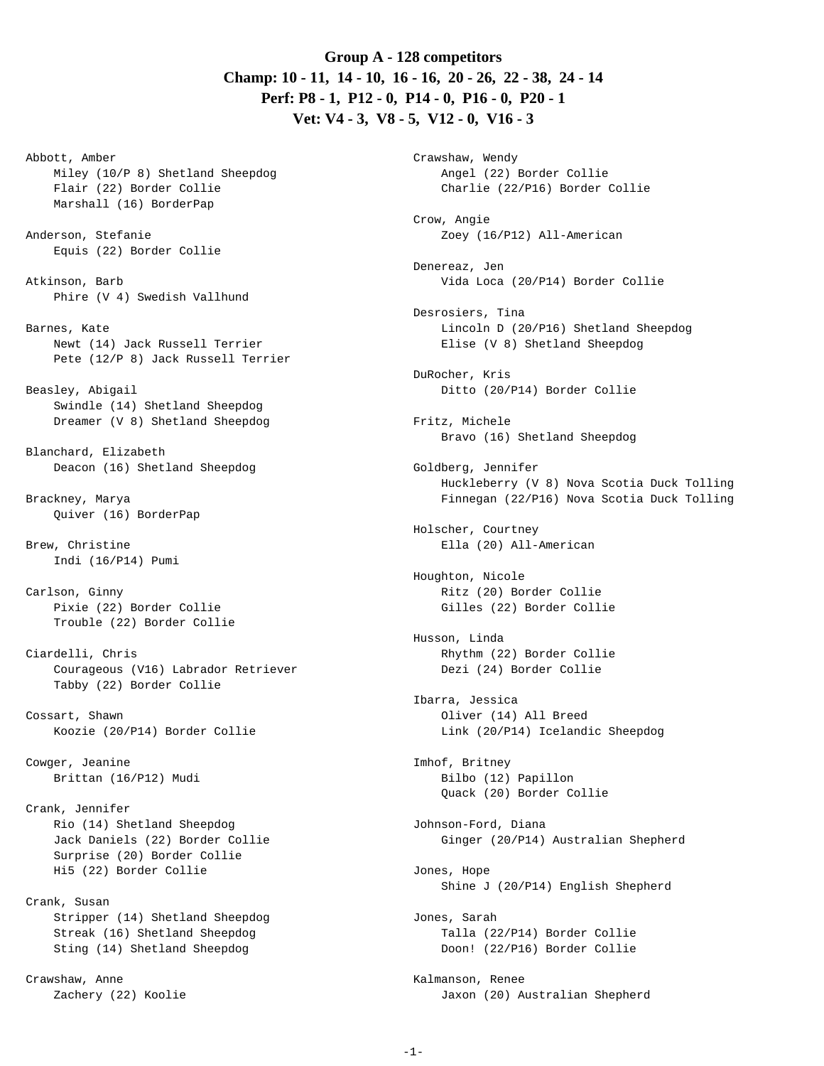## Group A - 128 competitors

## Champ: 10 - 11, 14 - 10, 16 - 16, 20 - 26, 22 - 38, 24 - 14

## Perf: P8 - 1, P12 - 0, P14 - 0, P16 - 0, P20 - 1

## Vet: V4 - 3, V8 - 5, V12 - 0, V16 - 3

Abbott, Amber
- Miley (10/P 8) Shetland Sheepdog
- Flair (22) Border Collie
- Marshall (16) BorderPap

Anderson, Stefanie
- Equis (22) Border Collie

Atkinson, Barb
- Phire (V 4) Swedish Vallhund

Barnes, Kate
- Newt (14) Jack Russell Terrier
- Pete (12/P 8) Jack Russell Terrier

Beasley, Abigail
- Swindle (14) Shetland Sheepdog
- Dreamer (V 8) Shetland Sheepdog

Blanchard, Elizabeth
- Deacon (16) Shetland Sheepdog

Brackney, Marya
- Quiver (16) BorderPap

Brew, Christine
- Indi (16/P14) Pumi

Carlson, Ginny
- Pixie (22) Border Collie
- Trouble (22) Border Collie

Ciardelli, Chris
- Courageous (V16) Labrador Retriever
- Tabby (22) Border Collie

Cossart, Shawn
- Koozie (20/P14) Border Collie

Cowger, Jeanine
- Brittan (16/P12) Mudi

Crank, Jennifer
- Rio (14) Shetland Sheepdog
- Jack Daniels (22) Border Collie
- Surprise (20) Border Collie
- Hi5 (22) Border Collie

Crank, Susan
- Stripper (14) Shetland Sheepdog
- Streak (16) Shetland Sheepdog
- Sting (14) Shetland Sheepdog

Crawshaw, Anne
- Zachery (22) Koolie

Crawshaw, Wendy
- Angel (22) Border Collie
- Charlie (22/P16) Border Collie

Crow, Angie
- Zoey (16/P12) All-American

Denereaz, Jen
- Vida Loca (20/P14) Border Collie

Desrosiers, Tina
- Lincoln D (20/P16) Shetland Sheepdog
- Elise (V 8) Shetland Sheepdog

DuRocher, Kris
- Ditto (20/P14) Border Collie

Fritz, Michele
- Bravo (16) Shetland Sheepdog

Goldberg, Jennifer
- Huckleberry (V 8) Nova Scotia Duck Tolling
- Finnegan (22/P16) Nova Scotia Duck Tolling

Holscher, Courtney
- Ella (20) All-American

Houghton, Nicole
- Ritz (20) Border Collie
- Gilles (22) Border Collie

Husson, Linda
- Rhythm (22) Border Collie
- Dezi (24) Border Collie

Ibarra, Jessica
- Oliver (14) All Breed
- Link (20/P14) Icelandic Sheepdog

Imhof, Britney
- Bilbo (12) Papillon
- Quack (20) Border Collie

Johnson-Ford, Diana
- Ginger (20/P14) Australian Shepherd

Jones, Hope
- Shine J (20/P14) English Shepherd

Jones, Sarah
- Talla (22/P14) Border Collie
- Doon! (22/P16) Border Collie

Kalmanson, Renee
- Jaxon (20) Australian Shepherd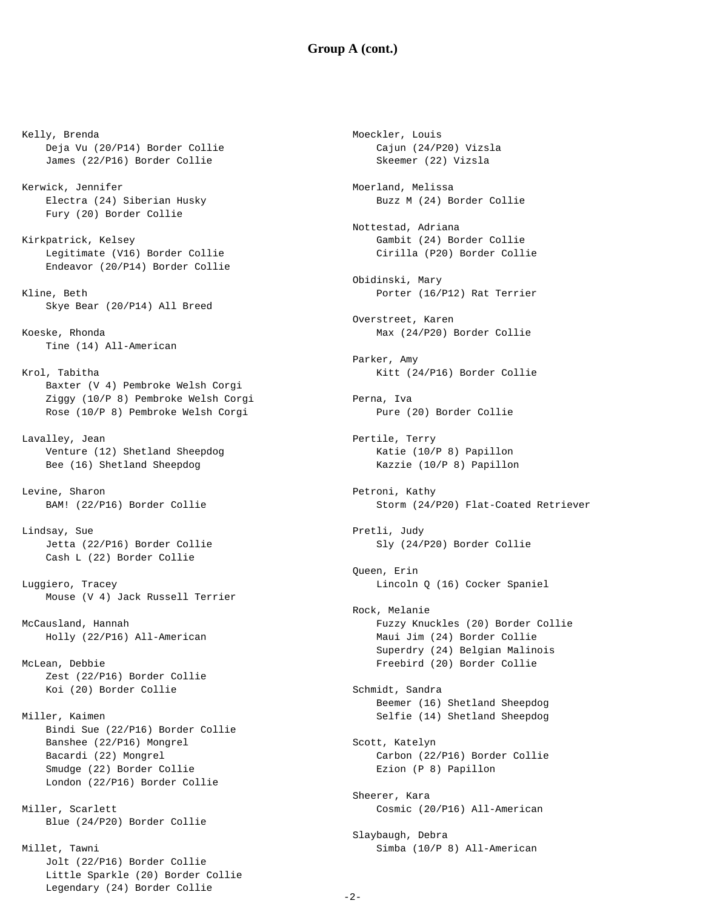## Group A (cont.)

Kelly, Brenda
- Deja Vu (20/P14) Border Collie
- James (22/P16) Border Collie

Kerwick, Jennifer
- Electra (24) Siberian Husky
- Fury (20) Border Collie

Kirkpatrick, Kelsey
- Legitimate (V16) Border Collie
- Endeavor (20/P14) Border Collie

Kline, Beth
- Skye Bear (20/P14) All Breed

Koeske, Rhonda
- Tine (14) All-American

Krol, Tabitha
- Baxter (V 4) Pembroke Welsh Corgi
- Ziggy (10/P 8) Pembroke Welsh Corgi
- Rose (10/P 8) Pembroke Welsh Corgi

Lavalley, Jean
- Venture (12) Shetland Sheepdog
- Bee (16) Shetland Sheepdog

Levine, Sharon
- BAM! (22/P16) Border Collie

Lindsay, Sue
- Jetta (22/P16) Border Collie
- Cash L (22) Border Collie

Luggiero, Tracey
- Mouse (V 4) Jack Russell Terrier

McCausland, Hannah
- Holly (22/P16) All-American

McLean, Debbie
- Zest (22/P16) Border Collie
- Koi (20) Border Collie

Miller, Kaimen
- Bindi Sue (22/P16) Border Collie
- Banshee (22/P16) Mongrel
- Bacardi (22) Mongrel
- Smudge (22) Border Collie
- London (22/P16) Border Collie

Miller, Scarlett
- Blue (24/P20) Border Collie

Millet, Tawni
- Jolt (22/P16) Border Collie
- Little Sparkle (20) Border Collie
- Legendary (24) Border Collie

Moeckler, Louis
- Cajun (24/P20) Vizsla
- Skeemer (22) Vizsla

Moerland, Melissa
- Buzz M (24) Border Collie

Nottestad, Adriana
- Gambit (24) Border Collie
- Cirilla (P20) Border Collie

Obidinski, Mary
- Porter (16/P12) Rat Terrier

Overstreet, Karen
- Max (24/P20) Border Collie

Parker, Amy
- Kitt (24/P16) Border Collie

Perna, Iva
- Pure (20) Border Collie

Pertile, Terry
- Katie (10/P 8) Papillon
- Kazzie (10/P 8) Papillon

Petroni, Kathy
- Storm (24/P20) Flat-Coated Retriever

Pretli, Judy
- Sly (24/P20) Border Collie

Queen, Erin
- Lincoln Q (16) Cocker Spaniel

Rock, Melanie
- Fuzzy Knuckles (20) Border Collie
- Maui Jim (24) Border Collie
- Superdry (24) Belgian Malinois
- Freebird (20) Border Collie

Schmidt, Sandra
- Beemer (16) Shetland Sheepdog
- Selfie (14) Shetland Sheepdog

Scott, Katelyn
- Carbon (22/P16) Border Collie
- Ezion (P 8) Papillon

Sheerer, Kara
- Cosmic (20/P16) All-American

Slaybaugh, Debra
- Simba (10/P 8) All-American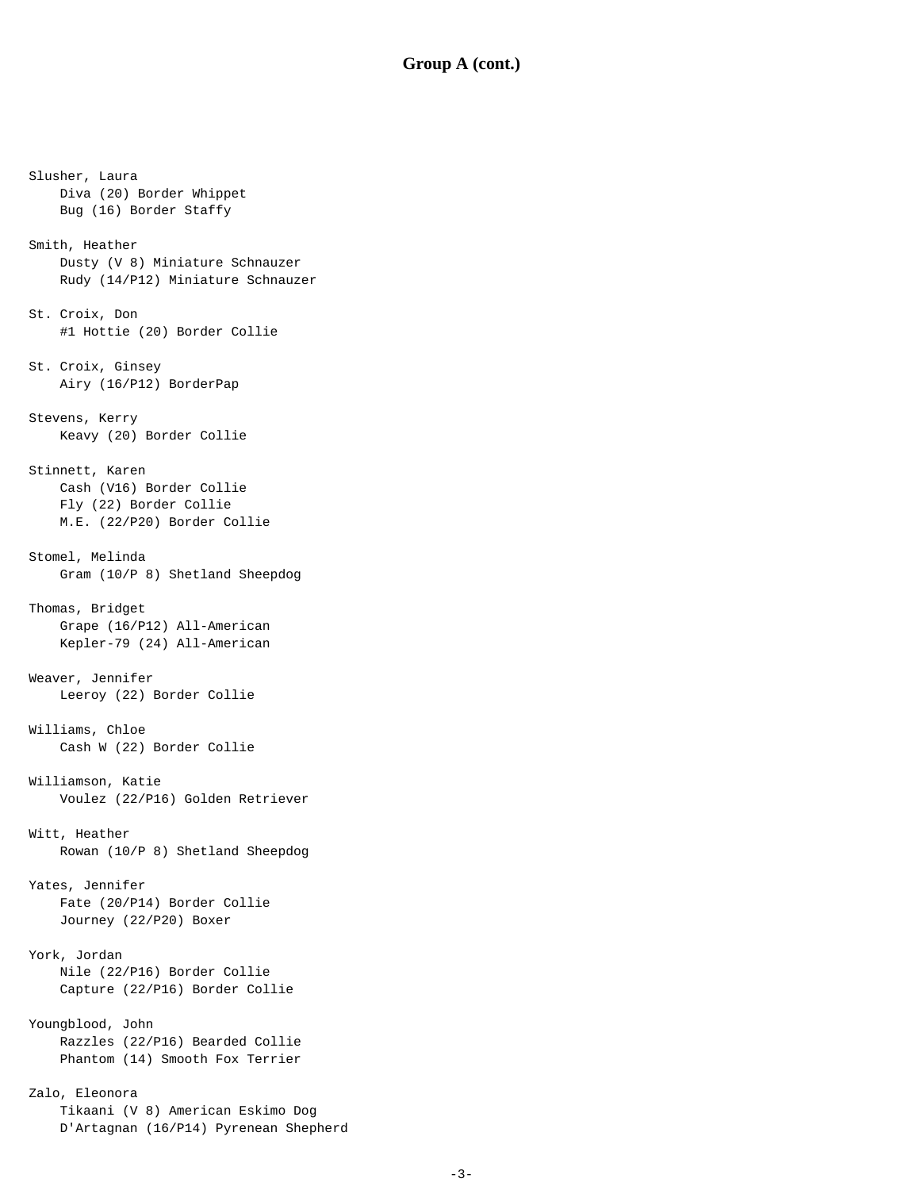## Group A (cont.)

Slusher, Laura
- Diva (20) Border Whippet
- Bug (16) Border Staffy

Smith, Heather
- Dusty (V 8) Miniature Schnauzer
- Rudy (14/P12) Miniature Schnauzer

St. Croix, Don
- #1 Hottie (20) Border Collie

St. Croix, Ginsey
- Airy (16/P12) BorderPap

Stevens, Kerry
- Keavy (20) Border Collie

Stinnett, Karen
- Cash (V16) Border Collie
- Fly (22) Border Collie
- M.E. (22/P20) Border Collie

Stomel, Melinda
- Gram (10/P 8) Shetland Sheepdog

Thomas, Bridget
- Grape (16/P12) All-American
- Kepler-79 (24) All-American

Weaver, Jennifer
- Leeroy (22) Border Collie

Williams, Chloe
- Cash W (22) Border Collie

Williamson, Katie
- Voulez (22/P16) Golden Retriever

Witt, Heather
- Rowan (10/P 8) Shetland Sheepdog

Yates, Jennifer
- Fate (20/P14) Border Collie
- Journey (22/P20) Boxer

York, Jordan
- Nile (22/P16) Border Collie
- Capture (22/P16) Border Collie

Youngblood, John
- Razzles (22/P16) Bearded Collie
- Phantom (14) Smooth Fox Terrier

Zalo, Eleonora
- Tikaani (V 8) American Eskimo Dog
- D'Artagnan (16/P14) Pyrenean Shepherd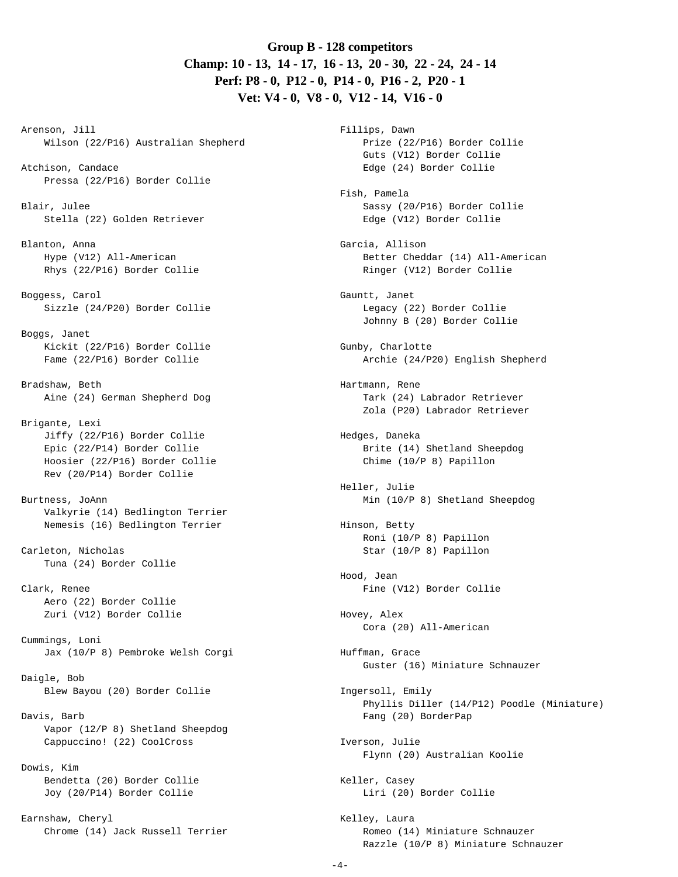**Group B - 128 competitors**

**Champ: 10 - 13, 14 - 17, 16 - 13, 20 - 30, 22 - 24, 24 - 14**

**Perf: P8 - 0, P12 - 0, P14 - 0, P16 - 2, P20 - 1**

**Vet: V4 - 0, V8 - 0, V12 - 14, V16 - 0**

Arenson, Jill
    Wilson (22/P16) Australian Shepherd

Atchison, Candace
    Pressa (22/P16) Border Collie

Blair, Julee
    Stella (22) Golden Retriever

Blanton, Anna
    Hype (V12) All-American
    Rhys (22/P16) Border Collie

Boggess, Carol
    Sizzle (24/P20) Border Collie

Boggs, Janet
    Kickit (22/P16) Border Collie
    Fame (22/P16) Border Collie

Bradshaw, Beth
    Aine (24) German Shepherd Dog

Brigante, Lexi
    Jiffy (22/P16) Border Collie
    Epic (22/P14) Border Collie
    Hoosier (22/P16) Border Collie
    Rev (20/P14) Border Collie

Burtness, JoAnn
    Valkyrie (14) Bedlington Terrier
    Nemesis (16) Bedlington Terrier

Carleton, Nicholas
    Tuna (24) Border Collie

Clark, Renee
    Aero (22) Border Collie
    Zuri (V12) Border Collie

Cummings, Loni
    Jax (10/P 8) Pembroke Welsh Corgi

Daigle, Bob
    Blew Bayou (20) Border Collie

Davis, Barb
    Vapor (12/P 8) Shetland Sheepdog
    Cappuccino! (22) CoolCross

Dowis, Kim
    Bendetta (20) Border Collie
    Joy (20/P14) Border Collie

Earnshaw, Cheryl
    Chrome (14) Jack Russell Terrier

Fillips, Dawn
    Prize (22/P16) Border Collie
    Guts (V12) Border Collie
    Edge (24) Border Collie

Fish, Pamela
    Sassy (20/P16) Border Collie
    Edge (V12) Border Collie

Garcia, Allison
    Better Cheddar (14) All-American
    Ringer (V12) Border Collie

Gauntt, Janet
    Legacy (22) Border Collie
    Johnny B (20) Border Collie

Gunby, Charlotte
    Archie (24/P20) English Shepherd

Hartmann, Rene
    Tark (24) Labrador Retriever
    Zola (P20) Labrador Retriever

Hedges, Daneka
    Brite (14) Shetland Sheepdog
    Chime (10/P 8) Papillon

Heller, Julie
    Min (10/P 8) Shetland Sheepdog

Hinson, Betty
    Roni (10/P 8) Papillon
    Star (10/P 8) Papillon

Hood, Jean
    Fine (V12) Border Collie

Hovey, Alex
    Cora (20) All-American

Huffman, Grace
    Guster (16) Miniature Schnauzer

Ingersoll, Emily
    Phyllis Diller (14/P12) Poodle (Miniature)
    Fang (20) BorderPap

Iverson, Julie
    Flynn (20) Australian Koolie

Keller, Casey
    Liri (20) Border Collie

Kelley, Laura
    Romeo (14) Miniature Schnauzer
    Razzle (10/P 8) Miniature Schnauzer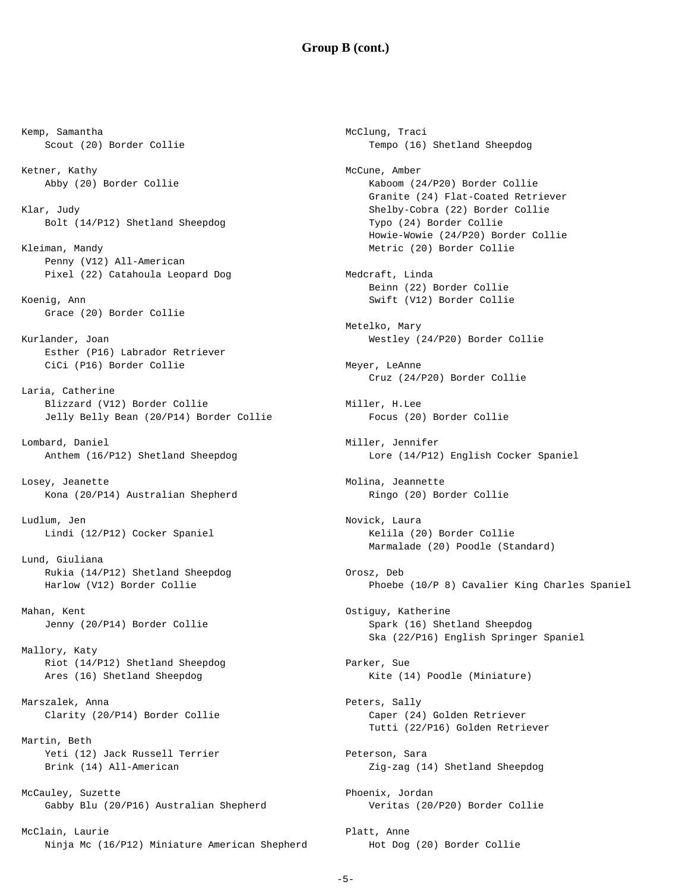## Group B (cont.)

Kemp, Samantha
- Scout (20) Border Collie

Ketner, Kathy
- Abby (20) Border Collie

Klar, Judy
- Bolt (14/P12) Shetland Sheepdog

Kleiman, Mandy
- Penny (V12) All-American
- Pixel (22) Catahoula Leopard Dog

Koenig, Ann
- Grace (20) Border Collie

Kurlander, Joan
- Esther (P16) Labrador Retriever
- CiCi (P16) Border Collie

Laria, Catherine
- Blizzard (V12) Border Collie
- Jelly Belly Bean (20/P14) Border Collie

Lombard, Daniel
- Anthem (16/P12) Shetland Sheepdog

Losey, Jeanette
- Kona (20/P14) Australian Shepherd

Ludlum, Jen
- Lindi (12/P12) Cocker Spaniel

Lund, Giuliana
- Rukia (14/P12) Shetland Sheepdog
- Harlow (V12) Border Collie

Mahan, Kent
- Jenny (20/P14) Border Collie

Mallory, Katy
- Riot (14/P12) Shetland Sheepdog
- Ares (16) Shetland Sheepdog

Marszalek, Anna
- Clarity (20/P14) Border Collie

Martin, Beth
- Yeti (12) Jack Russell Terrier
- Brink (14) All-American

McCauley, Suzette
- Gabby Blu (20/P16) Australian Shepherd

McClain, Laurie
- Ninja Mc (16/P12) Miniature American Shepherd

McClung, Traci
- Tempo (16) Shetland Sheepdog

McCune, Amber
- Kaboom (24/P20) Border Collie
- Granite (24) Flat-Coated Retriever
- Shelby-Cobra (22) Border Collie
- Typo (24) Border Collie
- Howie-Wowie (24/P20) Border Collie
- Metric (20) Border Collie

Medcraft, Linda
- Beinn (22) Border Collie
- Swift (V12) Border Collie

Metelko, Mary
- Westley (24/P20) Border Collie

Meyer, LeAnne
- Cruz (24/P20) Border Collie

Miller, H.Lee
- Focus (20) Border Collie

Miller, Jennifer
- Lore (14/P12) English Cocker Spaniel

Molina, Jeannette
- Ringo (20) Border Collie

Novick, Laura
- Kelila (20) Border Collie
- Marmalade (20) Poodle (Standard)

Orosz, Deb
- Phoebe (10/P 8) Cavalier King Charles Spaniel

Ostiguy, Katherine
- Spark (16) Shetland Sheepdog
- Ska (22/P16) English Springer Spaniel

Parker, Sue
- Kite (14) Poodle (Miniature)

Peters, Sally
- Caper (24) Golden Retriever
- Tutti (22/P16) Golden Retriever

Peterson, Sara
- Zig-zag (14) Shetland Sheepdog

Phoenix, Jordan
- Veritas (20/P20) Border Collie

Platt, Anne
- Hot Dog (20) Border Collie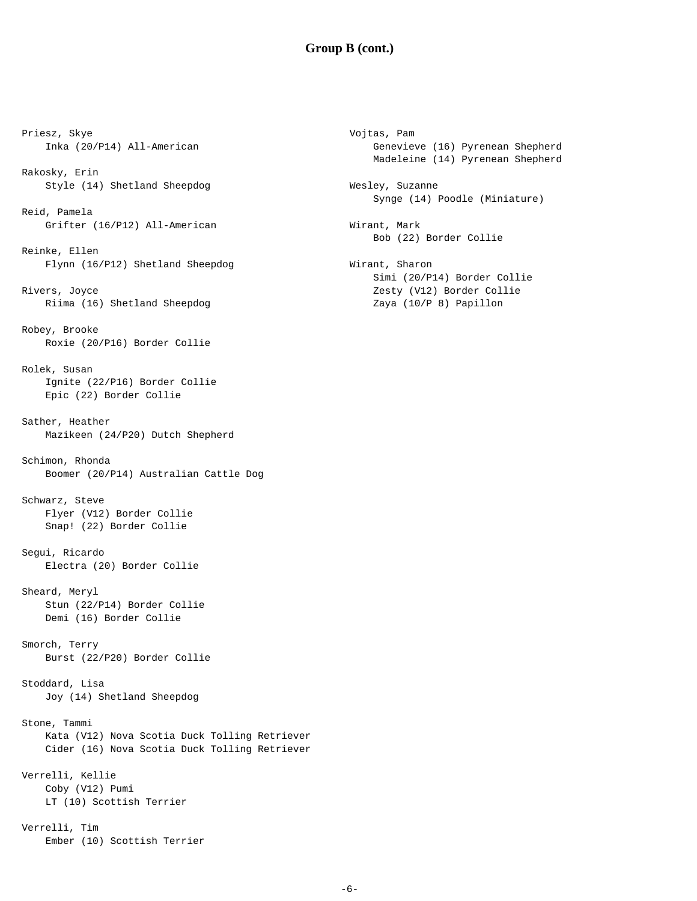## Group B (cont.)

Priesz, Skye
    Inka (20/P14) All-American

Rakosky, Erin
    Style (14) Shetland Sheepdog

Reid, Pamela
    Grifter (16/P12) All-American

Reinke, Ellen
    Flynn (16/P12) Shetland Sheepdog

Rivers, Joyce
    Riima (16) Shetland Sheepdog

Robey, Brooke
    Roxie (20/P16) Border Collie

Rolek, Susan
    Ignite (22/P16) Border Collie
    Epic (22) Border Collie

Sather, Heather
    Mazikeen (24/P20) Dutch Shepherd

Schimon, Rhonda
    Boomer (20/P14) Australian Cattle Dog

Schwarz, Steve
    Flyer (V12) Border Collie
    Snap! (22) Border Collie

Segui, Ricardo
    Electra (20) Border Collie

Sheard, Meryl
    Stun (22/P14) Border Collie
    Demi (16) Border Collie

Smorch, Terry
    Burst (22/P20) Border Collie

Stoddard, Lisa
    Joy (14) Shetland Sheepdog

Stone, Tammi
    Kata (V12) Nova Scotia Duck Tolling Retriever
    Cider (16) Nova Scotia Duck Tolling Retriever

Verrelli, Kellie
    Coby (V12) Pumi
    LT (10) Scottish Terrier

Verrelli, Tim
    Ember (10) Scottish Terrier

Vojtas, Pam
    Genevieve (16) Pyrenean Shepherd
    Madeleine (14) Pyrenean Shepherd

Wesley, Suzanne
    Synge (14) Poodle (Miniature)

Wirant, Mark
    Bob (22) Border Collie

Wirant, Sharon
    Simi (20/P14) Border Collie
    Zesty (V12) Border Collie
    Zaya (10/P 8) Papillon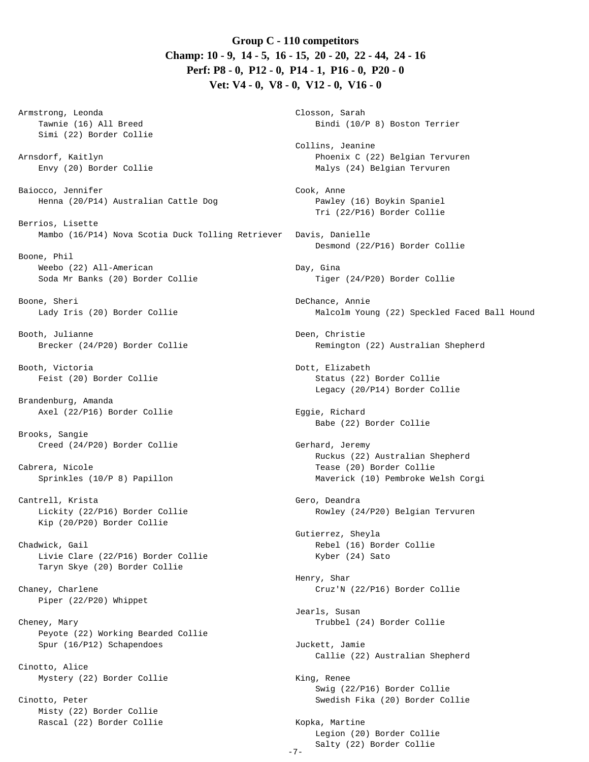## Group C - 110 competitors

**Champ: 10 - 9, 14 - 5, 16 - 15, 20 - 20, 22 - 44, 24 - 16**

**Perf: P8 - 0, P12 - 0, P14 - 1, P16 - 0, P20 - 0**

**Vet: V4 - 0, V8 - 0, V12 - 0, V16 - 0**

Armstrong, Leonda
- Tawnie (16) All Breed
- Simi (22) Border Collie

Arnsdorf, Kaitlyn
- Envy (20) Border Collie

Baiocco, Jennifer
- Henna (20/P14) Australian Cattle Dog

Berrios, Lisette
- Mambo (16/P14) Nova Scotia Duck Tolling Retriever

Boone, Phil
- Weebo (22) All-American
- Soda Mr Banks (20) Border Collie

Boone, Sheri
- Lady Iris (20) Border Collie

Booth, Julianne
- Brecker (24/P20) Border Collie

Booth, Victoria
- Feist (20) Border Collie

Brandenburg, Amanda
- Axel (22/P16) Border Collie

Brooks, Sangie
- Creed (24/P20) Border Collie

Cabrera, Nicole
- Sprinkles (10/P 8) Papillon

Cantrell, Krista
- Lickity (22/P16) Border Collie
- Kip (20/P20) Border Collie

Chadwick, Gail
- Livie Clare (22/P16) Border Collie
- Taryn Skye (20) Border Collie

Chaney, Charlene
- Piper (22/P20) Whippet

Cheney, Mary
- Peyote (22) Working Bearded Collie
- Spur (16/P12) Schapendoes

Cinotto, Alice
- Mystery (22) Border Collie

Cinotto, Peter
- Misty (22) Border Collie
- Rascal (22) Border Collie

Closson, Sarah
- Bindi (10/P 8) Boston Terrier

Collins, Jeanine
- Phoenix C (22) Belgian Tervuren
- Malys (24) Belgian Tervuren

Cook, Anne
- Pawley (16) Boykin Spaniel
- Tri (22/P16) Border Collie

Davis, Danielle
- Desmond (22/P16) Border Collie

Day, Gina
- Tiger (24/P20) Border Collie

DeChance, Annie
- Malcolm Young (22) Speckled Faced Ball Hound

Deen, Christie
- Remington (22) Australian Shepherd

Dott, Elizabeth
- Status (22) Border Collie
- Legacy (20/P14) Border Collie

Eggie, Richard
- Babe (22) Border Collie

Gerhard, Jeremy
- Ruckus (22) Australian Shepherd
- Tease (20) Border Collie
- Maverick (10) Pembroke Welsh Corgi

Gero, Deandra
- Rowley (24/P20) Belgian Tervuren

Gutierrez, Sheyla
- Rebel (16) Border Collie
- Kyber (24) Sato

Henry, Shar
- Cruz'N (22/P16) Border Collie

Jearls, Susan
- Trubbel (24) Border Collie

Juckett, Jamie
- Callie (22) Australian Shepherd

King, Renee
- Swig (22/P16) Border Collie
- Swedish Fika (20) Border Collie

Kopka, Martine
- Legion (20) Border Collie
- Salty (22) Border Collie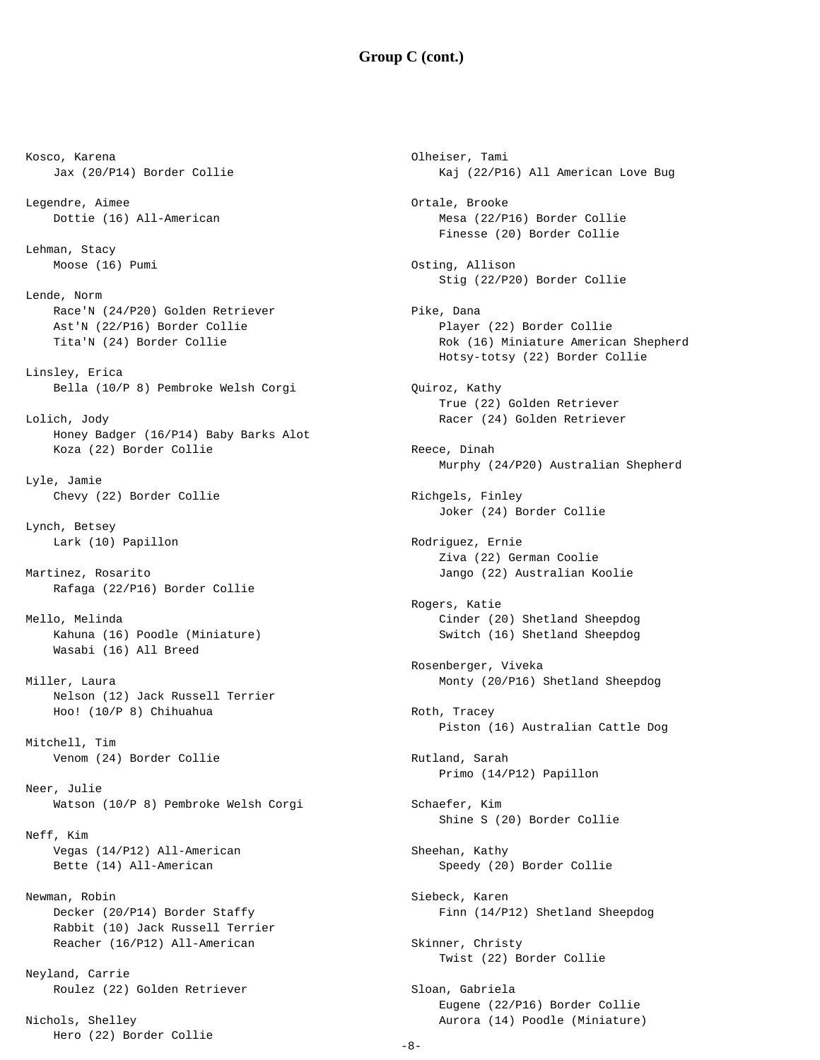## Group C (cont.)

Kosco, Karena
- Jax (20/P14) Border Collie

Legendre, Aimee
- Dottie (16) All-American

Lehman, Stacy
- Moose (16) Pumi

Lende, Norm
- Race'N (24/P20) Golden Retriever
- Ast'N (22/P16) Border Collie
- Tita'N (24) Border Collie

Linsley, Erica
- Bella (10/P 8) Pembroke Welsh Corgi

Lolich, Jody
- Honey Badger (16/P14) Baby Barks Alot
- Koza (22) Border Collie

Lyle, Jamie
- Chevy (22) Border Collie

Lynch, Betsey
- Lark (10) Papillon

Martinez, Rosarito
- Rafaga (22/P16) Border Collie

Mello, Melinda
- Kahuna (16) Poodle (Miniature)
- Wasabi (16) All Breed

Miller, Laura
- Nelson (12) Jack Russell Terrier
- Hoo! (10/P 8) Chihuahua

Mitchell, Tim
- Venom (24) Border Collie

Neer, Julie
- Watson (10/P 8) Pembroke Welsh Corgi

Neff, Kim
- Vegas (14/P12) All-American
- Bette (14) All-American

Newman, Robin
- Decker (20/P14) Border Staffy
- Rabbit (10) Jack Russell Terrier
- Reacher (16/P12) All-American

Neyland, Carrie
- Roulez (22) Golden Retriever

Nichols, Shelley
- Hero (22) Border Collie

Olheiser, Tami
- Kaj (22/P16) All American Love Bug

Ortale, Brooke
- Mesa (22/P16) Border Collie
- Finesse (20) Border Collie

Osting, Allison
- Stig (22/P20) Border Collie

Pike, Dana
- Player (22) Border Collie
- Rok (16) Miniature American Shepherd
- Hotsy-totsy (22) Border Collie

Quiroz, Kathy
- True (22) Golden Retriever
- Racer (24) Golden Retriever

Reece, Dinah
- Murphy (24/P20) Australian Shepherd

Richgels, Finley
- Joker (24) Border Collie

Rodriguez, Ernie
- Ziva (22) German Coolie
- Jango (22) Australian Koolie

Rogers, Katie
- Cinder (20) Shetland Sheepdog
- Switch (16) Shetland Sheepdog

Rosenberger, Viveka
- Monty (20/P16) Shetland Sheepdog

Roth, Tracey
- Piston (16) Australian Cattle Dog

Rutland, Sarah
- Primo (14/P12) Papillon

Schaefer, Kim
- Shine S (20) Border Collie

Sheehan, Kathy
- Speedy (20) Border Collie

Siebeck, Karen
- Finn (14/P12) Shetland Sheepdog

Skinner, Christy
- Twist (22) Border Collie

Sloan, Gabriela
- Eugene (22/P16) Border Collie
- Aurora (14) Poodle (Miniature)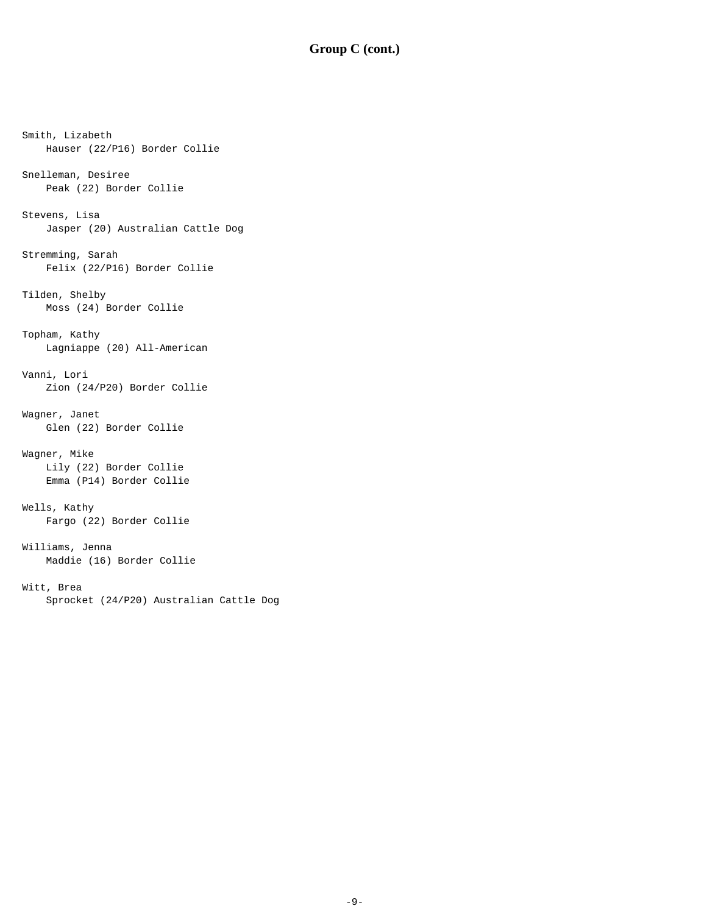## Group C (cont.)

Smith, Lizabeth
    Hauser (22/P16) Border Collie

Snelleman, Desiree
    Peak (22) Border Collie

Stevens, Lisa
    Jasper (20) Australian Cattle Dog

Stremming, Sarah
    Felix (22/P16) Border Collie

Tilden, Shelby
    Moss (24) Border Collie

Topham, Kathy
    Lagniappe (20) All-American

Vanni, Lori
    Zion (24/P20) Border Collie

Wagner, Janet
    Glen (22) Border Collie

Wagner, Mike
    Lily (22) Border Collie
    Emma (P14) Border Collie

Wells, Kathy
    Fargo (22) Border Collie

Williams, Jenna
    Maddie (16) Border Collie

Witt, Brea
    Sprocket (24/P20) Australian Cattle Dog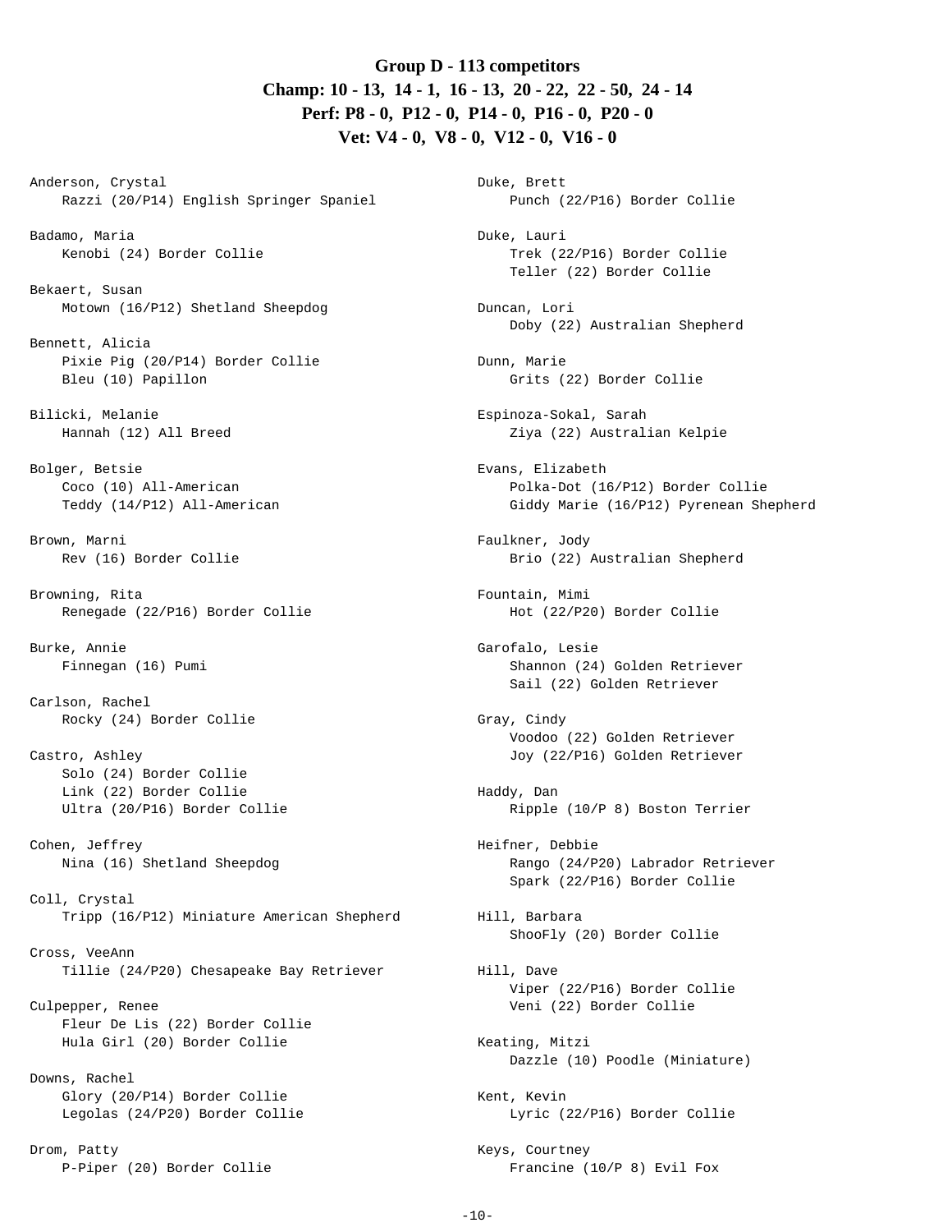**Group D - 113 competitors**
**Champ: 10 - 13, 14 - 1, 16 - 13, 20 - 22, 22 - 50, 24 - 14**
**Perf: P8 - 0, P12 - 0, P14 - 0, P16 - 0, P20 - 0**
**Vet: V4 - 0, V8 - 0, V12 - 0, V16 - 0**

Anderson, Crystal
Razzi (20/P14) English Springer Spaniel

Badamo, Maria
Kenobi (24) Border Collie

Bekaert, Susan
Motown (16/P12) Shetland Sheepdog

Bennett, Alicia
Pixie Pig (20/P14) Border Collie
Bleu (10) Papillon

Bilicki, Melanie
Hannah (12) All Breed

Bolger, Betsie
Coco (10) All-American
Teddy (14/P12) All-American

Brown, Marni
Rev (16) Border Collie

Browning, Rita
Renegade (22/P16) Border Collie

Burke, Annie
Finnegan (16) Pumi

Carlson, Rachel
Rocky (24) Border Collie

Castro, Ashley
Solo (24) Border Collie
Link (22) Border Collie
Ultra (20/P16) Border Collie

Cohen, Jeffrey
Nina (16) Shetland Sheepdog

Coll, Crystal
Tripp (16/P12) Miniature American Shepherd

Cross, VeeAnn
Tillie (24/P20) Chesapeake Bay Retriever

Culpepper, Renee
Fleur De Lis (22) Border Collie
Hula Girl (20) Border Collie

Downs, Rachel
Glory (20/P14) Border Collie
Legolas (24/P20) Border Collie

Drom, Patty
P-Piper (20) Border Collie

Duke, Brett
Punch (22/P16) Border Collie

Duke, Lauri
Trek (22/P16) Border Collie
Teller (22) Border Collie

Duncan, Lori
Doby (22) Australian Shepherd

Dunn, Marie
Grits (22) Border Collie

Espinoza-Sokal, Sarah
Ziya (22) Australian Kelpie

Evans, Elizabeth
Polka-Dot (16/P12) Border Collie
Giddy Marie (16/P12) Pyrenean Shepherd

Faulkner, Jody
Brio (22) Australian Shepherd

Fountain, Mimi
Hot (22/P20) Border Collie

Garofalo, Lesie
Shannon (24) Golden Retriever
Sail (22) Golden Retriever

Gray, Cindy
Voodoo (22) Golden Retriever
Joy (22/P16) Golden Retriever

Haddy, Dan
Ripple (10/P 8) Boston Terrier

Heifner, Debbie
Rango (24/P20) Labrador Retriever
Spark (22/P16) Border Collie

Hill, Barbara
ShooFly (20) Border Collie

Hill, Dave
Viper (22/P16) Border Collie
Veni (22) Border Collie

Keating, Mitzi
Dazzle (10) Poodle (Miniature)

Kent, Kevin
Lyric (22/P16) Border Collie

Keys, Courtney
Francine (10/P 8) Evil Fox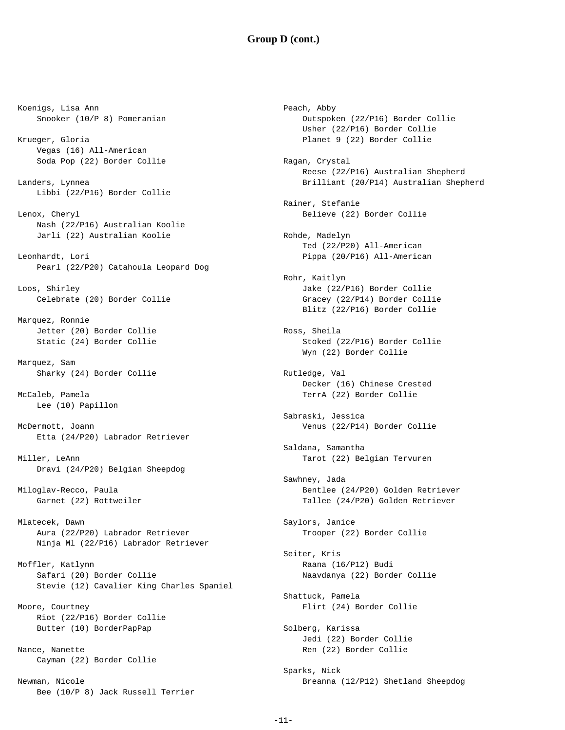## Group D (cont.)

Koenigs, Lisa Ann
- Snooker (10/P 8) Pomeranian

Krueger, Gloria
- Vegas (16) All-American
- Soda Pop (22) Border Collie

Landers, Lynnea
- Libbi (22/P16) Border Collie

Lenox, Cheryl
- Nash (22/P16) Australian Koolie
- Jarli (22) Australian Koolie

Leonhardt, Lori
- Pearl (22/P20) Catahoula Leopard Dog

Loos, Shirley
- Celebrate (20) Border Collie

Marquez, Ronnie
- Jetter (20) Border Collie
- Static (24) Border Collie

Marquez, Sam
- Sharky (24) Border Collie

McCaleb, Pamela
- Lee (10) Papillon

McDermott, Joann
- Etta (24/P20) Labrador Retriever

Miller, LeAnn
- Dravi (24/P20) Belgian Sheepdog

Miloglav-Recco, Paula
- Garnet (22) Rottweiler

Mlatecek, Dawn
- Aura (22/P20) Labrador Retriever
- Ninja Ml (22/P16) Labrador Retriever

Moffler, Katlynn
- Safari (20) Border Collie
- Stevie (12) Cavalier King Charles Spaniel

Moore, Courtney
- Riot (22/P16) Border Collie
- Butter (10) BorderPapPap

Nance, Nanette
- Cayman (22) Border Collie

Newman, Nicole
- Bee (10/P 8) Jack Russell Terrier

Peach, Abby
- Outspoken (22/P16) Border Collie
- Usher (22/P16) Border Collie
- Planet 9 (22) Border Collie

Ragan, Crystal
- Reese (22/P16) Australian Shepherd
- Brilliant (20/P14) Australian Shepherd

Rainer, Stefanie
- Believe (22) Border Collie

Rohde, Madelyn
- Ted (22/P20) All-American
- Pippa (20/P16) All-American

Rohr, Kaitlyn
- Jake (22/P16) Border Collie
- Gracey (22/P14) Border Collie
- Blitz (22/P16) Border Collie

Ross, Sheila
- Stoked (22/P16) Border Collie
- Wyn (22) Border Collie

Rutledge, Val
- Decker (16) Chinese Crested
- TerrA (22) Border Collie

Sabraski, Jessica
- Venus (22/P14) Border Collie

Saldana, Samantha
- Tarot (22) Belgian Tervuren

Sawhney, Jada
- Bentlee (24/P20) Golden Retriever
- Tallee (24/P20) Golden Retriever

Saylors, Janice
- Trooper (22) Border Collie

Seiter, Kris
- Raana (16/P12) Budi
- Naavdanya (22) Border Collie

Shattuck, Pamela
- Flirt (24) Border Collie

Solberg, Karissa
- Jedi (22) Border Collie
- Ren (22) Border Collie

Sparks, Nick
- Breanna (12/P12) Shetland Sheepdog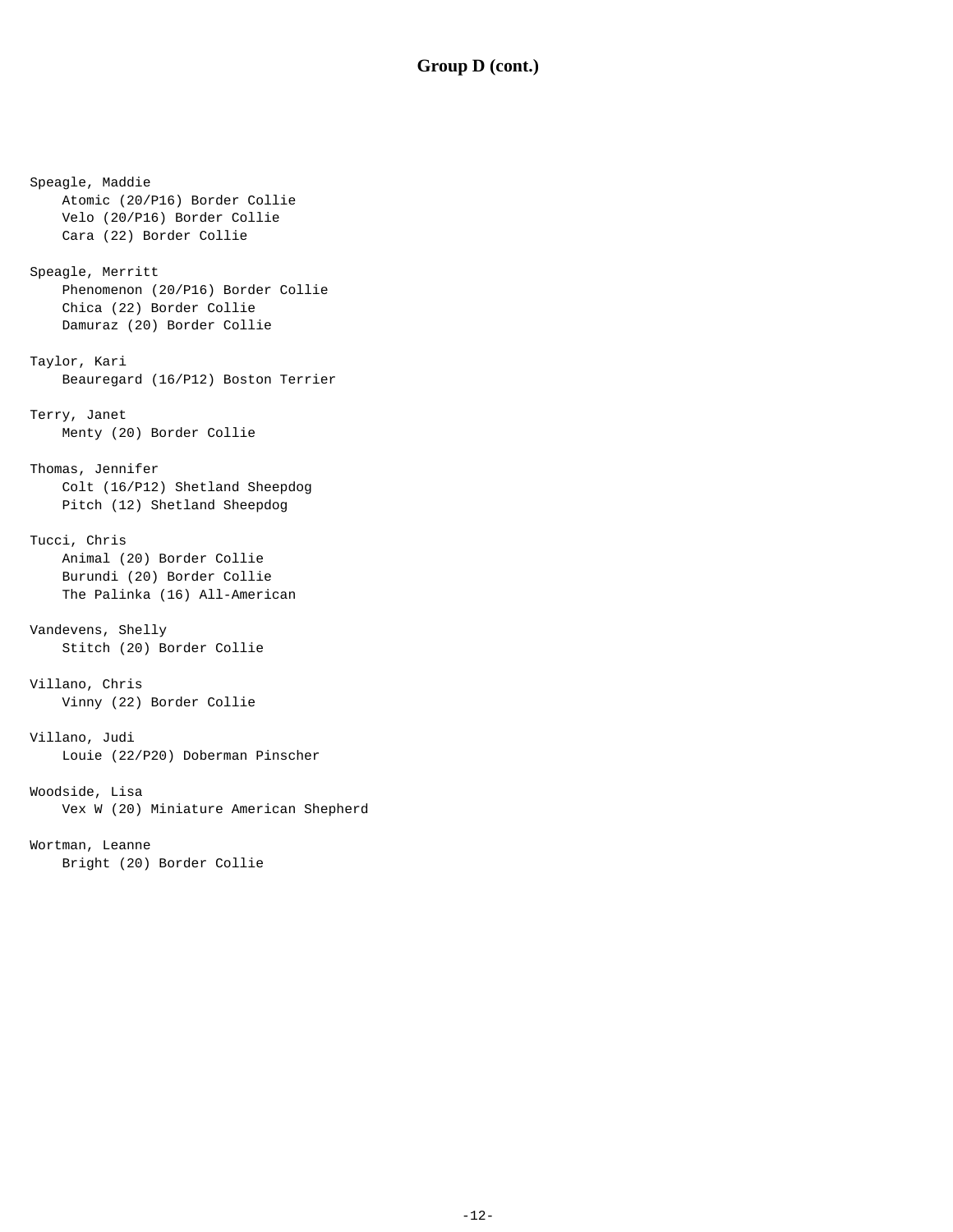## Group D (cont.)

Speagle, Maddie
- Atomic (20/P16) Border Collie
- Velo (20/P16) Border Collie
- Cara (22) Border Collie

Speagle, Merritt
- Phenomenon (20/P16) Border Collie
- Chica (22) Border Collie
- Damuraz (20) Border Collie

Taylor, Kari
- Beauregard (16/P12) Boston Terrier

Terry, Janet
- Menty (20) Border Collie

Thomas, Jennifer
- Colt (16/P12) Shetland Sheepdog
- Pitch (12) Shetland Sheepdog

Tucci, Chris
- Animal (20) Border Collie
- Burundi (20) Border Collie
- The Palinka (16) All-American

Vandevens, Shelly
- Stitch (20) Border Collie

Villano, Chris
- Vinny (22) Border Collie

Villano, Judi
- Louie (22/P20) Doberman Pinscher

Woodside, Lisa
- Vex W (20) Miniature American Shepherd

Wortman, Leanne
- Bright (20) Border Collie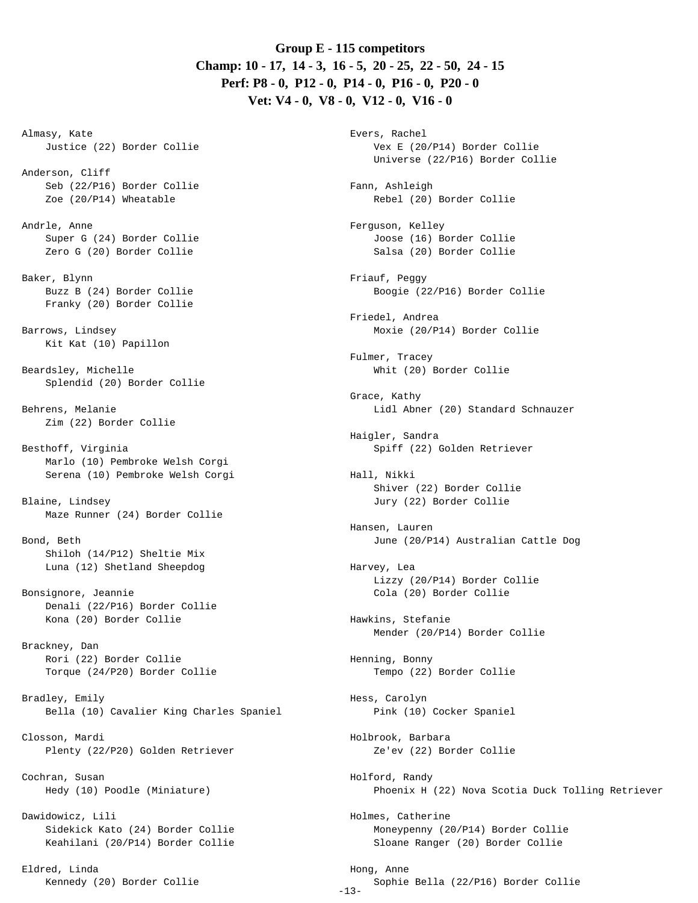**Group E - 115 competitors**

**Champ: 10 - 17, 14 - 3, 16 - 5, 20 - 25, 22 - 50, 24 - 15**

**Perf: P8 - 0, P12 - 0, P14 - 0, P16 - 0, P20 - 0**

**Vet: V4 - 0, V8 - 0, V12 - 0, V16 - 0**

Almasy, Kate
- Justice (22) Border Collie

Anderson, Cliff
- Seb (22/P16) Border Collie
- Zoe (20/P14) Wheatable

Andrle, Anne
- Super G (24) Border Collie
- Zero G (20) Border Collie

Baker, Blynn
- Buzz B (24) Border Collie
- Franky (20) Border Collie

Barrows, Lindsey
- Kit Kat (10) Papillon

Beardsley, Michelle
- Splendid (20) Border Collie

Behrens, Melanie
- Zim (22) Border Collie

Besthoff, Virginia
- Marlo (10) Pembroke Welsh Corgi
- Serena (10) Pembroke Welsh Corgi

Blaine, Lindsey
- Maze Runner (24) Border Collie

Bond, Beth
- Shiloh (14/P12) Sheltie Mix
- Luna (12) Shetland Sheepdog

Bonsignore, Jeannie
- Denali (22/P16) Border Collie
- Kona (20) Border Collie

Brackney, Dan
- Rori (22) Border Collie
- Torque (24/P20) Border Collie

Bradley, Emily
- Bella (10) Cavalier King Charles Spaniel

Closson, Mardi
- Plenty (22/P20) Golden Retriever

Cochran, Susan
- Hedy (10) Poodle (Miniature)

Dawidowicz, Lili
- Sidekick Kato (24) Border Collie
- Keahilani (20/P14) Border Collie

Eldred, Linda
- Kennedy (20) Border Collie

Evers, Rachel
- Vex E (20/P14) Border Collie
- Universe (22/P16) Border Collie

Fann, Ashleigh
- Rebel (20) Border Collie

Ferguson, Kelley
- Joose (16) Border Collie
- Salsa (20) Border Collie

Friauf, Peggy
- Boogie (22/P16) Border Collie

Friedel, Andrea
- Moxie (20/P14) Border Collie

Fulmer, Tracey
- Whit (20) Border Collie

Grace, Kathy
- Lidl Abner (20) Standard Schnauzer

Haigler, Sandra
- Spiff (22) Golden Retriever

Hall, Nikki
- Shiver (22) Border Collie
- Jury (22) Border Collie

Hansen, Lauren
- June (20/P14) Australian Cattle Dog

Harvey, Lea
- Lizzy (20/P14) Border Collie
- Cola (20) Border Collie

Hawkins, Stefanie
- Mender (20/P14) Border Collie

Henning, Bonny
- Tempo (22) Border Collie

Hess, Carolyn
- Pink (10) Cocker Spaniel

Holbrook, Barbara
- Ze'ev (22) Border Collie

Holford, Randy
- Phoenix H (22) Nova Scotia Duck Tolling Retriever

Holmes, Catherine
- Moneypenny (20/P14) Border Collie
- Sloane Ranger (20) Border Collie

Hong, Anne
- Sophie Bella (22/P16) Border Collie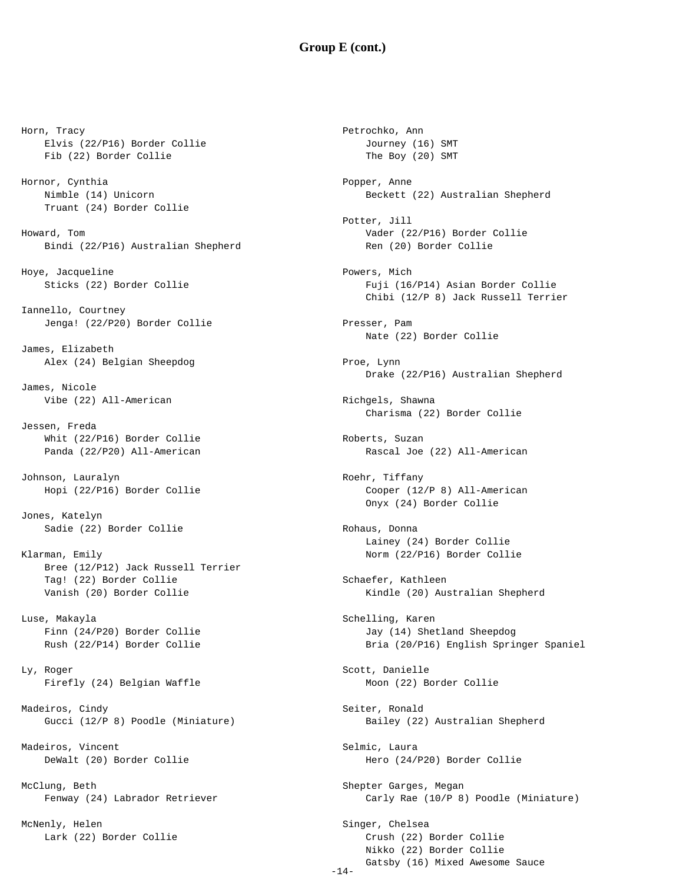## Group E (cont.)

Horn, Tracy
- Elvis (22/P16) Border Collie
- Fib (22) Border Collie

Hornor, Cynthia
- Nimble (14) Unicorn
- Truant (24) Border Collie

Howard, Tom
- Bindi (22/P16) Australian Shepherd

Hoye, Jacqueline
- Sticks (22) Border Collie

Iannello, Courtney
- Jenga! (22/P20) Border Collie

James, Elizabeth
- Alex (24) Belgian Sheepdog

James, Nicole
- Vibe (22) All-American

Jessen, Freda
- Whit (22/P16) Border Collie
- Panda (22/P20) All-American

Johnson, Lauralyn
- Hopi (22/P16) Border Collie

Jones, Katelyn
- Sadie (22) Border Collie

Klarman, Emily
- Bree (12/P12) Jack Russell Terrier
- Tag! (22) Border Collie
- Vanish (20) Border Collie

Luse, Makayla
- Finn (24/P20) Border Collie
- Rush (22/P14) Border Collie

Ly, Roger
- Firefly (24) Belgian Waffle

Madeiros, Cindy
- Gucci (12/P 8) Poodle (Miniature)

Madeiros, Vincent
- DeWalt (20) Border Collie

McClung, Beth
- Fenway (24) Labrador Retriever

McNenly, Helen
- Lark (22) Border Collie

Petrochko, Ann
- Journey (16) SMT
- The Boy (20) SMT

Popper, Anne
- Beckett (22) Australian Shepherd

Potter, Jill
- Vader (22/P16) Border Collie
- Ren (20) Border Collie

Powers, Mich
- Fuji (16/P14) Asian Border Collie
- Chibi (12/P 8) Jack Russell Terrier

Presser, Pam
- Nate (22) Border Collie

Proe, Lynn
- Drake (22/P16) Australian Shepherd

Richgels, Shawna
- Charisma (22) Border Collie

Roberts, Suzan
- Rascal Joe (22) All-American

Roehr, Tiffany
- Cooper (12/P 8) All-American
- Onyx (24) Border Collie

Rohaus, Donna
- Lainey (24) Border Collie
- Norm (22/P16) Border Collie

Schaefer, Kathleen
- Kindle (20) Australian Shepherd

Schelling, Karen
- Jay (14) Shetland Sheepdog
- Bria (20/P16) English Springer Spaniel

Scott, Danielle
- Moon (22) Border Collie

Seiter, Ronald
- Bailey (22) Australian Shepherd

Selmic, Laura
- Hero (24/P20) Border Collie

Shepter Garges, Megan
- Carly Rae (10/P 8) Poodle (Miniature)

Singer, Chelsea
- Crush (22) Border Collie
- Nikko (22) Border Collie
- Gatsby (16) Mixed Awesome Sauce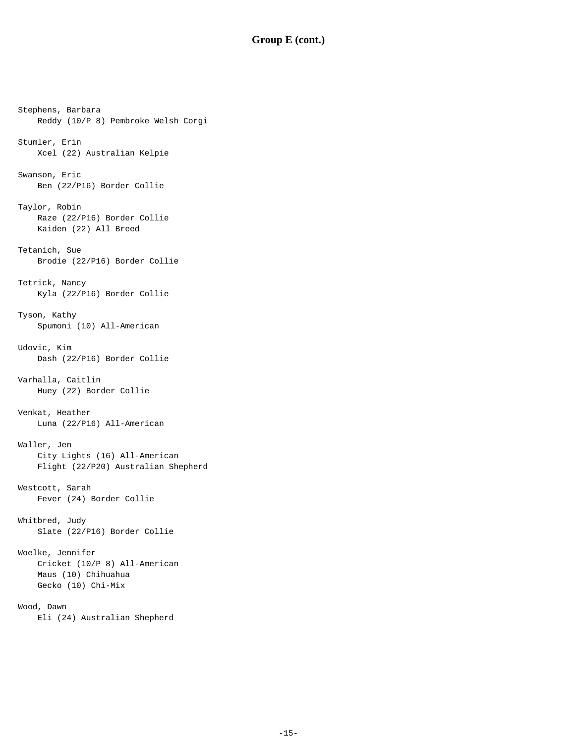## Group E (cont.)

Stephens, Barbara
    Reddy (10/P 8) Pembroke Welsh Corgi

Stumler, Erin
    Xcel (22) Australian Kelpie

Swanson, Eric
    Ben (22/P16) Border Collie

Taylor, Robin
    Raze (22/P16) Border Collie
    Kaiden (22) All Breed

Tetanich, Sue
    Brodie (22/P16) Border Collie

Tetrick, Nancy
    Kyla (22/P16) Border Collie

Tyson, Kathy
    Spumoni (10) All-American

Udovic, Kim
    Dash (22/P16) Border Collie

Varhalla, Caitlin
    Huey (22) Border Collie

Venkat, Heather
    Luna (22/P16) All-American

Waller, Jen
    City Lights (16) All-American
    Flight (22/P20) Australian Shepherd

Westcott, Sarah
    Fever (24) Border Collie

Whitbred, Judy
    Slate (22/P16) Border Collie

Woelke, Jennifer
    Cricket (10/P 8) All-American
    Maus (10) Chihuahua
    Gecko (10) Chi-Mix

Wood, Dawn
    Eli (24) Australian Shepherd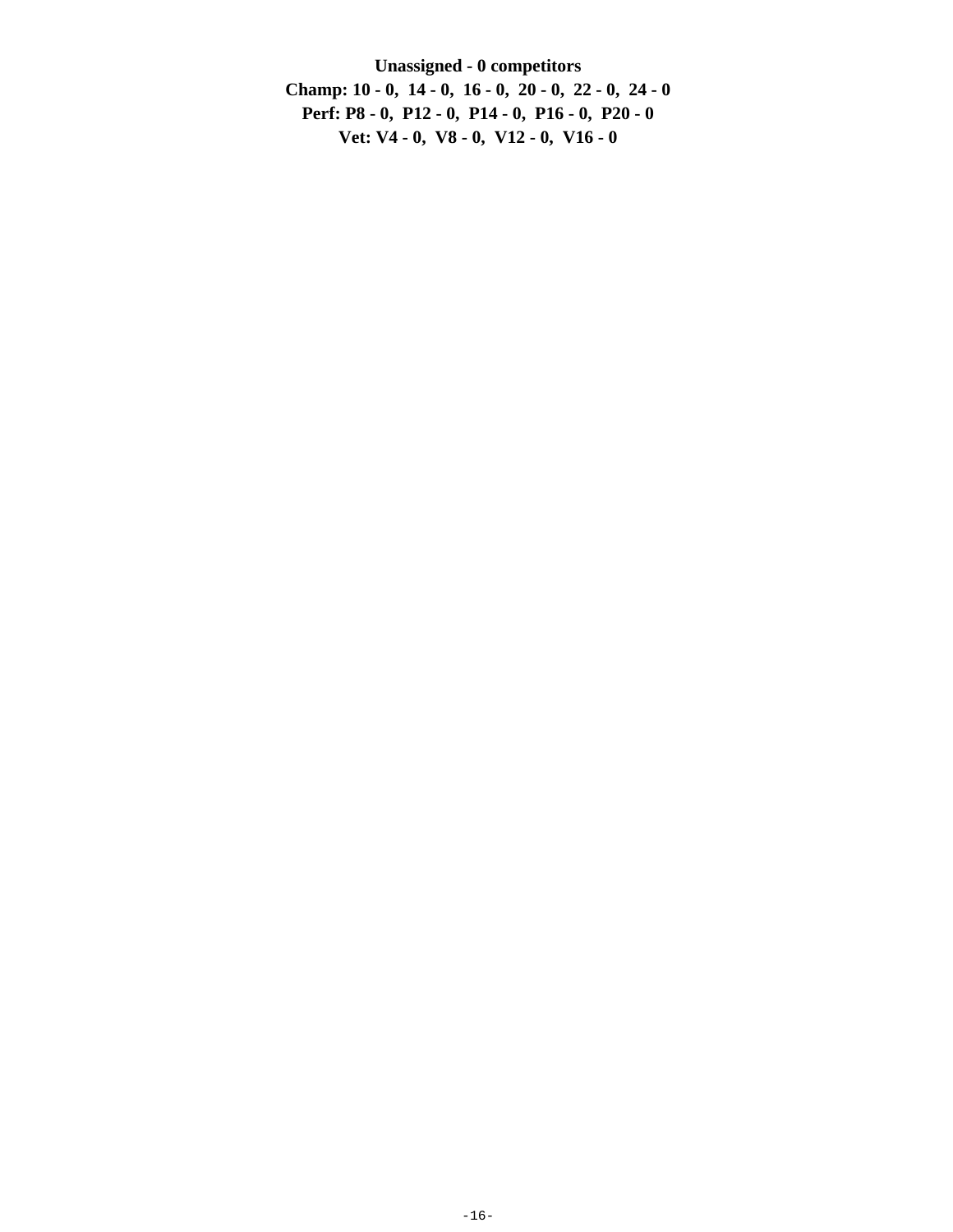**Unassigned - 0 competitors**

**Champ: 10 - 0, 14 - 0, 16 - 0, 20 - 0, 22 - 0, 24 - 0**

**Perf: P8 - 0, P12 - 0, P14 - 0, P16 - 0, P20 - 0**

**Vet: V4 - 0, V8 - 0, V12 - 0, V16 - 0**